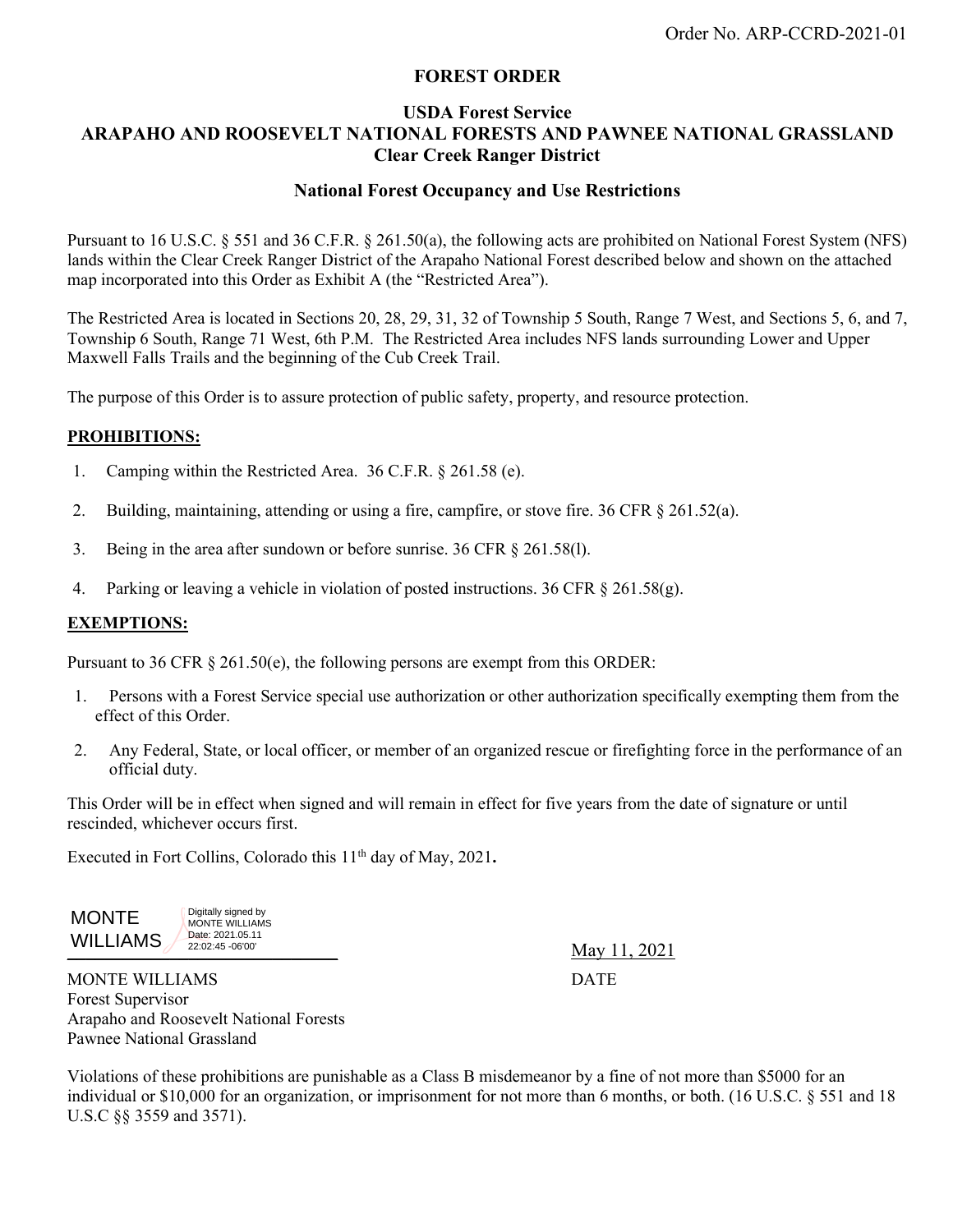Order No. ARP-CCRD-2021-01

# FOREST ORDER

## USDA Forest Service
## ARAPAHO AND ROOSEVELT NATIONAL FORESTS AND PAWNEE NATIONAL GRASSLAND
## Clear Creek Ranger District

### National Forest Occupancy and Use Restrictions

Pursuant to 16 U.S.C. § 551 and 36 C.F.R. § 261.50(a), the following acts are prohibited on National Forest System (NFS) lands within the Clear Creek Ranger District of the Arapaho National Forest described below and shown on the attached map incorporated into this Order as Exhibit A (the "Restricted Area").

The Restricted Area is located in Sections 20, 28, 29, 31, 32 of Township 5 South, Range 7 West, and Sections 5, 6, and 7, Township 6 South, Range 71 West, 6th P.M. The Restricted Area includes NFS lands surrounding Lower and Upper Maxwell Falls Trails and the beginning of the Cub Creek Trail.

The purpose of this Order is to assure protection of public safety, property, and resource protection.

**PROHIBITIONS:**

1. Camping within the Restricted Area. 36 C.F.R. § 261.58 (e).
2. Building, maintaining, attending or using a fire, campfire, or stove fire. 36 CFR § 261.52(a).
3. Being in the area after sundown or before sunrise. 36 CFR § 261.58(l).
4. Parking or leaving a vehicle in violation of posted instructions. 36 CFR § 261.58(g).

**EXEMPTIONS:**

Pursuant to 36 CFR § 261.50(e), the following persons are exempt from this ORDER:

1. Persons with a Forest Service special use authorization or other authorization specifically exempting them from the effect of this Order.
2. Any Federal, State, or local officer, or member of an organized rescue or firefighting force in the performance of an official duty.

This Order will be in effect when signed and will remain in effect for five years from the date of signature or until rescinded, whichever occurs first.

Executed in Fort Collins, Colorado this 11th day of May, 2021**.**

MONTE WILLIAMS — Digitally signed by MONTE WILLIAMS Date: 2021.05.11 22:02:45 -06'00'

May 11, 2021
DATE

MONTE WILLIAMS
Forest Supervisor
Arapaho and Roosevelt National Forests
Pawnee National Grassland

Violations of these prohibitions are punishable as a Class B misdemeanor by a fine of not more than $5000 for an individual or $10,000 for an organization, or imprisonment for not more than 6 months, or both. (16 U.S.C. § 551 and 18 U.S.C §§ 3559 and 3571).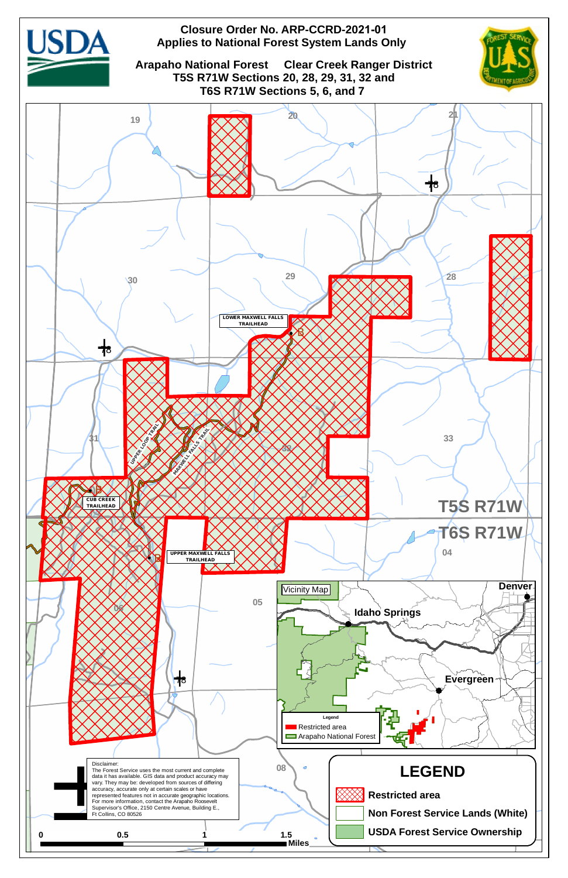# Closure Order No. ARP-CCRD-2021-01
## Applies to National Forest System Lands Only

## Arapaho National Forest Clear Creek Ranger District
## T5S R71W Sections 20, 28, 29, 31, 32 and
## T6S R71W Sections 5, 6, and 7

USDA

FOREST SERVICE U S DEPARTMENT OF AGRICULTURE

19

20

21

30

29

28

31

32

33

06

05

04

08

T5S R71W

T6S R71W

LOWER MAXWELL FALLS TRAILHEAD

CUB CREEK TRAILHEAD

UPPER MAXWELL FALLS TRAILHEAD

UPPER LOOP TRAIL

MAXWELL FALLS TRAIL

Vicinity Map

Denver

Idaho Springs

Evergreen

Legend

Restricted area

Arapaho National Forest

Disclaimer:
The Forest Service uses the most current and complete data it has available. GIS data and product accuracy may vary. They may be: developed from sources of differing accuracy, accurate only at certain scales or have represented features not in accurate geographic locations. For more information, contact the Arapaho Roosevelt Supervisor's Office, 2150 Centre Avenue, Building E., Ft Collins, CO 80526

0 0.5 1 1.5 Miles

## LEGEND

Restricted area

Non Forest Service Lands (White)

USDA Forest Service Ownership